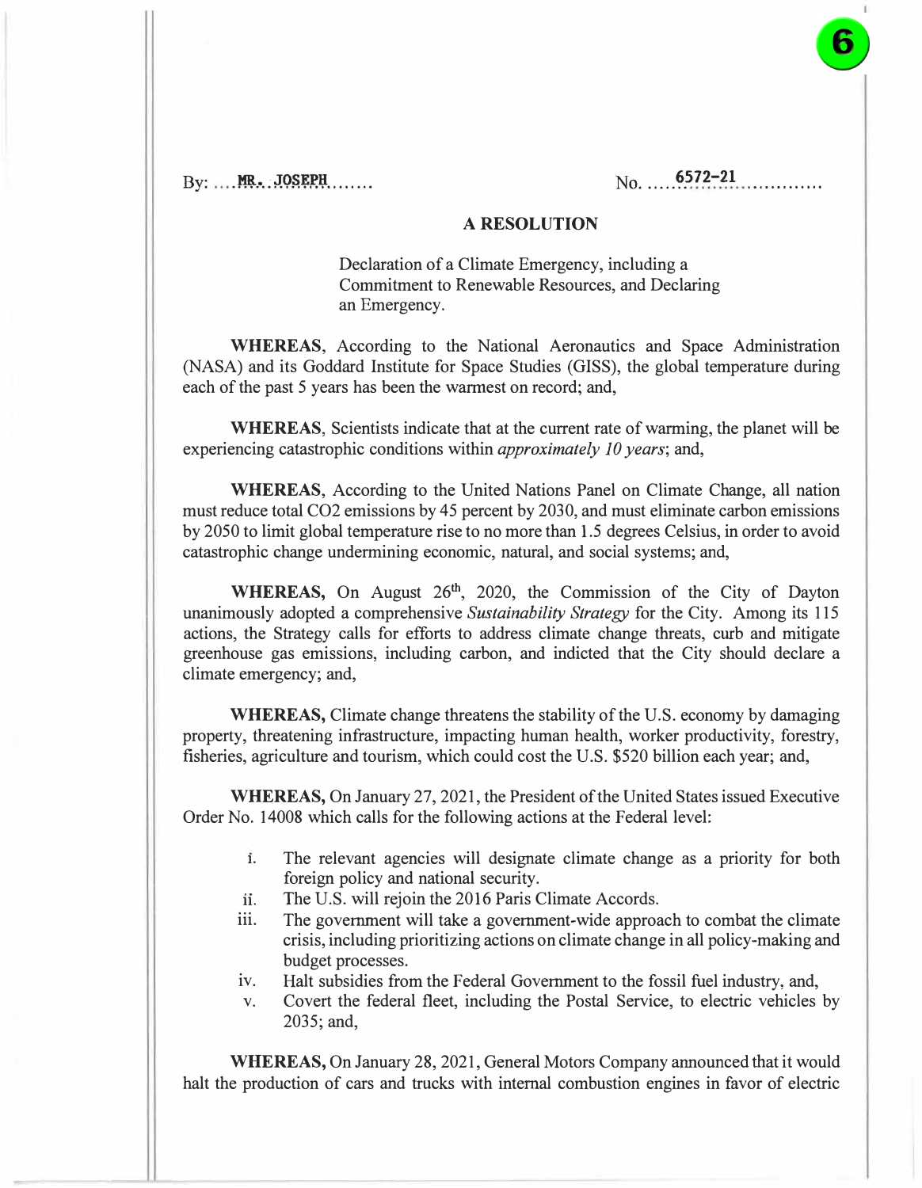By: ....MR. JOSEPH.......                                                  No. ....6572-21..............

## A RESOLUTION

Declaration of a Climate Emergency, including a Commitment to Renewable Resources, and Declaring an Emergency.

**WHEREAS**, According to the National Aeronautics and Space Administration (NASA) and its Goddard Institute for Space Studies (GISS), the global temperature during each of the past 5 years has been the warmest on record; and,

**WHEREAS**, Scientists indicate that at the current rate of warming, the planet will be experiencing catastrophic conditions within *approximately 10 years*; and,

**WHEREAS**, According to the United Nations Panel on Climate Change, all nation must reduce total CO2 emissions by 45 percent by 2030, and must eliminate carbon emissions by 2050 to limit global temperature rise to no more than 1.5 degrees Celsius, in order to avoid catastrophic change undermining economic, natural, and social systems; and,

**WHEREAS,** On August 26th, 2020, the Commission of the City of Dayton unanimously adopted a comprehensive *Sustainability Strategy* for the City. Among its 115 actions, the Strategy calls for efforts to address climate change threats, curb and mitigate greenhouse gas emissions, including carbon, and indicted that the City should declare a climate emergency; and,

**WHEREAS,** Climate change threatens the stability of the U.S. economy by damaging property, threatening infrastructure, impacting human health, worker productivity, forestry, fisheries, agriculture and tourism, which could cost the U.S. $520 billion each year; and,

**WHEREAS,** On January 27, 2021, the President of the United States issued Executive Order No. 14008 which calls for the following actions at the Federal level:

i. The relevant agencies will designate climate change as a priority for both foreign policy and national security.
ii. The U.S. will rejoin the 2016 Paris Climate Accords.
iii. The government will take a government-wide approach to combat the climate crisis, including prioritizing actions on climate change in all policy-making and budget processes.
iv. Halt subsidies from the Federal Government to the fossil fuel industry, and,
v. Covert the federal fleet, including the Postal Service, to electric vehicles by 2035; and,

**WHEREAS,** On January 28, 2021, General Motors Company announced that it would halt the production of cars and trucks with internal combustion engines in favor of electric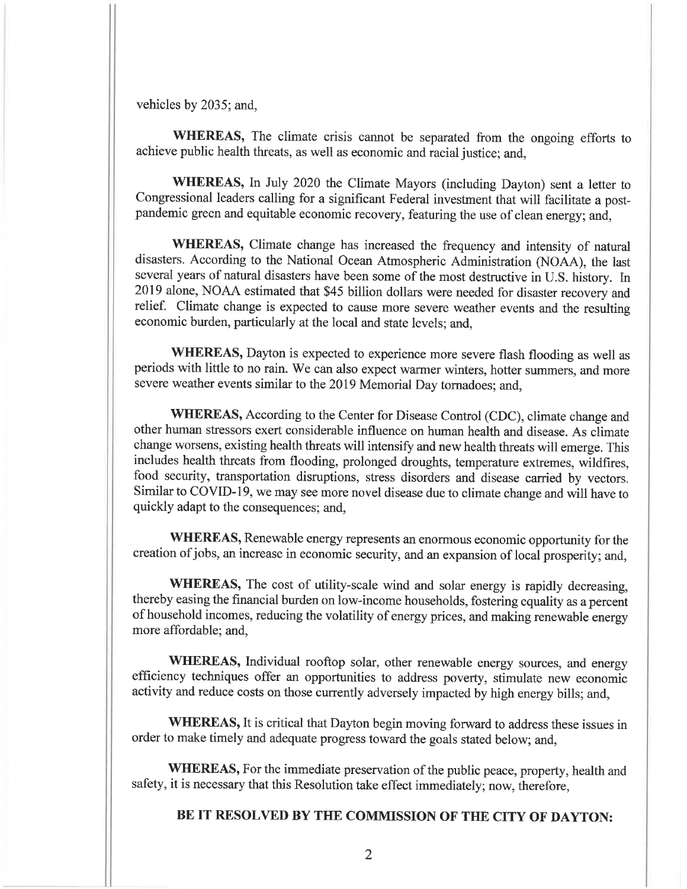vehicles by 2035; and,

**WHEREAS,** The climate crisis cannot be separated from the ongoing efforts to achieve public health threats, as well as economic and racial justice; and,

**WHEREAS,** In July 2020 the Climate Mayors (including Dayton) sent a letter to Congressional leaders calling for a significant Federal investment that will facilitate a post-pandemic green and equitable economic recovery, featuring the use of clean energy; and,

**WHEREAS,** Climate change has increased the frequency and intensity of natural disasters. According to the National Ocean Atmospheric Administration (NOAA), the last several years of natural disasters have been some of the most destructive in U.S. history. In 2019 alone, NOAA estimated that $45 billion dollars were needed for disaster recovery and relief. Climate change is expected to cause more severe weather events and the resulting economic burden, particularly at the local and state levels; and,

**WHEREAS,** Dayton is expected to experience more severe flash flooding as well as periods with little to no rain. We can also expect warmer winters, hotter summers, and more severe weather events similar to the 2019 Memorial Day tornadoes; and,

**WHEREAS,** According to the Center for Disease Control (CDC), climate change and other human stressors exert considerable influence on human health and disease. As climate change worsens, existing health threats will intensify and new health threats will emerge. This includes health threats from flooding, prolonged droughts, temperature extremes, wildfires, food security, transportation disruptions, stress disorders and disease carried by vectors. Similar to COVID-19, we may see more novel disease due to climate change and will have to quickly adapt to the consequences; and,

**WHEREAS,** Renewable energy represents an enormous economic opportunity for the creation of jobs, an increase in economic security, and an expansion of local prosperity; and,

**WHEREAS,** The cost of utility-scale wind and solar energy is rapidly decreasing, thereby easing the financial burden on low-income households, fostering equality as a percent of household incomes, reducing the volatility of energy prices, and making renewable energy more affordable; and,

**WHEREAS,** Individual rooftop solar, other renewable energy sources, and energy efficiency techniques offer an opportunities to address poverty, stimulate new economic activity and reduce costs on those currently adversely impacted by high energy bills; and,

**WHEREAS,** It is critical that Dayton begin moving forward to address these issues in order to make timely and adequate progress toward the goals stated below; and,

**WHEREAS,** For the immediate preservation of the public peace, property, health and safety, it is necessary that this Resolution take effect immediately; now, therefore,

**BE IT RESOLVED BY THE COMMISSION OF THE CITY OF DAYTON:**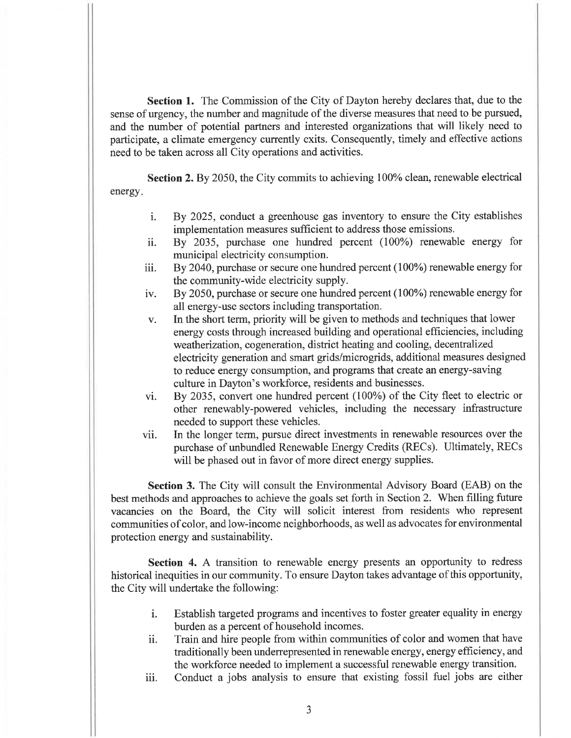**Section 1.** The Commission of the City of Dayton hereby declares that, due to the sense of urgency, the number and magnitude of the diverse measures that need to be pursued, and the number of potential partners and interested organizations that will likely need to participate, a climate emergency currently exits. Consequently, timely and effective actions need to be taken across all City operations and activities.

**Section 2.** By 2050, the City commits to achieving 100% clean, renewable electrical energy.

- i. By 2025, conduct a greenhouse gas inventory to ensure the City establishes implementation measures sufficient to address those emissions.
- ii. By 2035, purchase one hundred percent (100%) renewable energy for municipal electricity consumption.
- iii. By 2040, purchase or secure one hundred percent (100%) renewable energy for the community-wide electricity supply.
- iv. By 2050, purchase or secure one hundred percent (100%) renewable energy for all energy-use sectors including transportation.
- v. In the short term, priority will be given to methods and techniques that lower energy costs through increased building and operational efficiencies, including weatherization, cogeneration, district heating and cooling, decentralized electricity generation and smart grids/microgrids, additional measures designed to reduce energy consumption, and programs that create an energy-saving culture in Dayton's workforce, residents and businesses.
- vi. By 2035, convert one hundred percent (100%) of the City fleet to electric or other renewably-powered vehicles, including the necessary infrastructure needed to support these vehicles.
- vii. In the longer term, pursue direct investments in renewable resources over the purchase of unbundled Renewable Energy Credits (RECs). Ultimately, RECs will be phased out in favor of more direct energy supplies.

**Section 3.** The City will consult the Environmental Advisory Board (EAB) on the best methods and approaches to achieve the goals set forth in Section 2. When filling future vacancies on the Board, the City will solicit interest from residents who represent communities of color, and low-income neighborhoods, as well as advocates for environmental protection energy and sustainability.

**Section 4.** A transition to renewable energy presents an opportunity to redress historical inequities in our community. To ensure Dayton takes advantage of this opportunity, the City will undertake the following:

- i. Establish targeted programs and incentives to foster greater equality in energy burden as a percent of household incomes.
- ii. Train and hire people from within communities of color and women that have traditionally been underrepresented in renewable energy, energy efficiency, and the workforce needed to implement a successful renewable energy transition.
- iii. Conduct a jobs analysis to ensure that existing fossil fuel jobs are either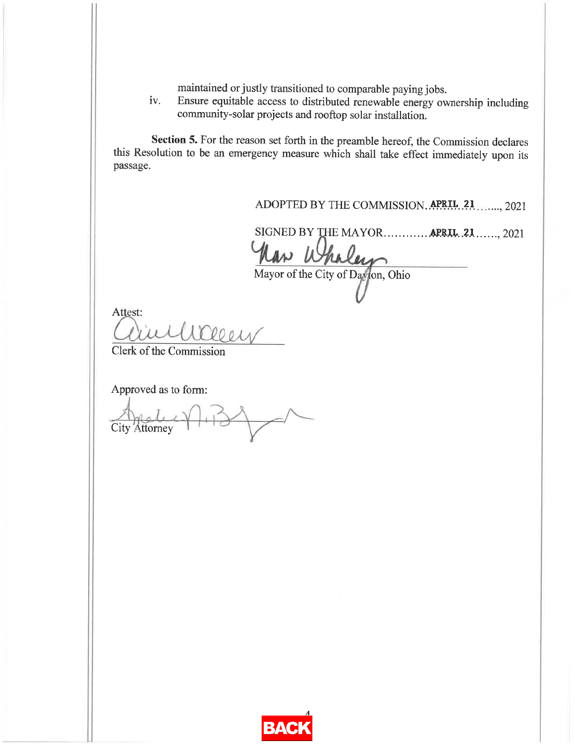maintained or justly transitioned to comparable paying jobs.

iv. Ensure equitable access to distributed renewable energy ownership including community-solar projects and rooftop solar installation.

**Section 5.** For the reason set forth in the preamble hereof, the Commission declares this Resolution to be an emergency measure which shall take effect immediately upon its passage.

ADOPTED BY THE COMMISSION **APRIL 21**, 2021

SIGNED BY THE MAYOR **APRIL 21**, 2021

Mayor of the City of Dayton, Ohio

Attest:

Clerk of the Commission

Approved as to form:

City Attorney

BACK